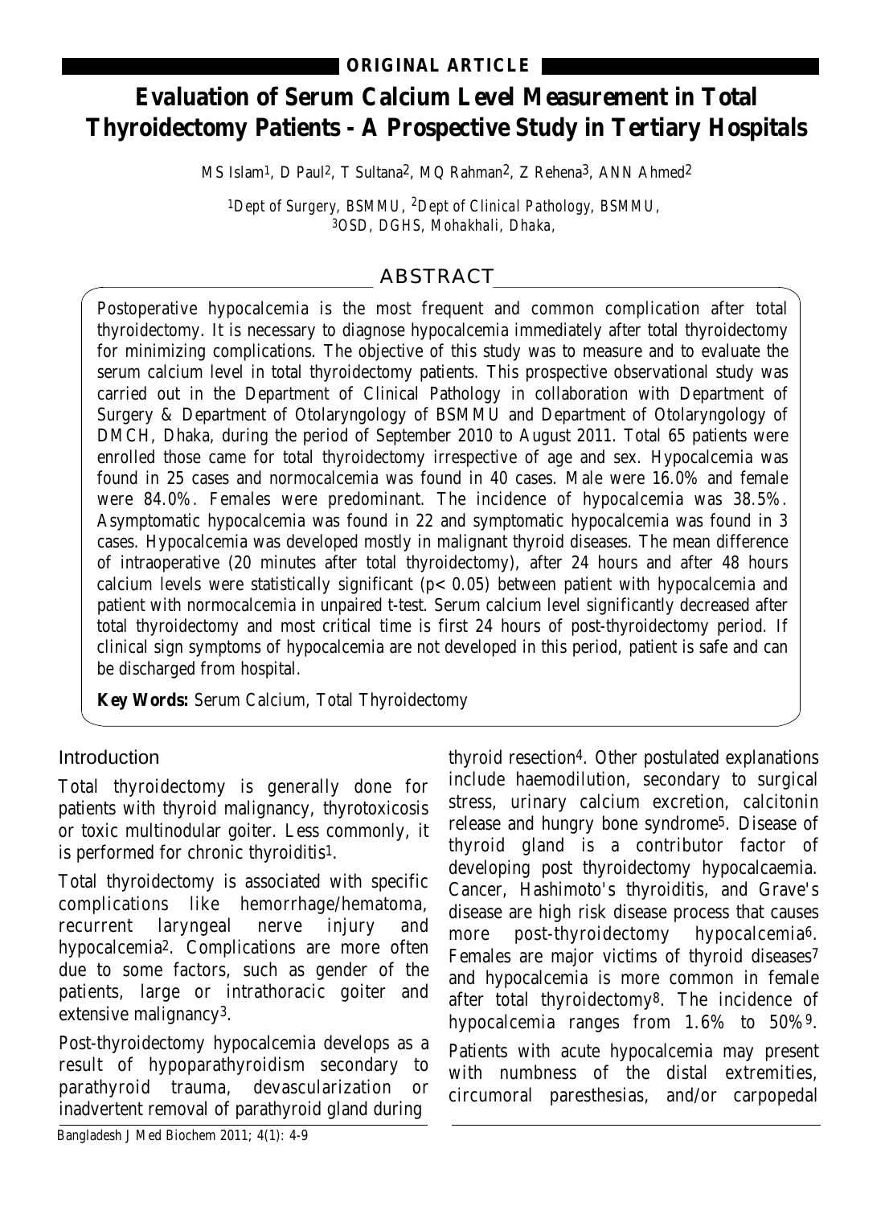**ORIGINAL ARTICLE**

# Evaluation of Serum Calcium Level Measurement in Total Thyroidectomy Patients - A Prospective Study in Tertiary Hospitals

MS Islam[1], D Paul[2], T Sultana[2], MQ Rahman[2], Z Rehena[3], ANN Ahmed[2]

[1]Dept of Surgery, BSMMU, [2]Dept of Clinical Pathology, BSMMU, [3]OSD, DGHS, Mohakhali, Dhaka,

## ABSTRACT

Postoperative hypocalcemia is the most frequent and common complication after total thyroidectomy. It is necessary to diagnose hypocalcemia immediately after total thyroidectomy for minimizing complications. The objective of this study was to measure and to evaluate the serum calcium level in total thyroidectomy patients. This prospective observational study was carried out in the Department of Clinical Pathology in collaboration with Department of Surgery & Department of Otolaryngology of BSMMU and Department of Otolaryngology of DMCH, Dhaka, during the period of September 2010 to August 2011. Total 65 patients were enrolled those came for total thyroidectomy irrespective of age and sex. Hypocalcemia was found in 25 cases and normocalcemia was found in 40 cases. Male were 16.0% and female were 84.0%. Females were predominant. The incidence of hypocalcemia was 38.5%. Asymptomatic hypocalcemia was found in 22 and symptomatic hypocalcemia was found in 3 cases. Hypocalcemia was developed mostly in malignant thyroid diseases. The mean difference of intraoperative (20 minutes after total thyroidectomy), after 24 hours and after 48 hours calcium levels were statistically significant ($p< 0.05$) between patient with hypocalcemia and patient with normocalcemia in unpaired t-test. Serum calcium level significantly decreased after total thyroidectomy and most critical time is first 24 hours of post-thyroidectomy period. If clinical sign symptoms of hypocalcemia are not developed in this period, patient is safe and can be discharged from hospital.

**Key Words:** Serum Calcium, Total Thyroidectomy

## Introduction

Total thyroidectomy is generally done for patients with thyroid malignancy, thyrotoxicosis or toxic multinodular goiter. Less commonly, it is performed for chronic thyroiditis[1].

Total thyroidectomy is associated with specific complications like hemorrhage/hematoma, recurrent laryngeal nerve injury and hypocalcemia[2]. Complications are more often due to some factors, such as gender of the patients, large or intrathoracic goiter and extensive malignancy[3].

Post-thyroidectomy hypocalcemia develops as a result of hypoparathyroidism secondary to parathyroid trauma, devascularization or inadvertent removal of parathyroid gland during thyroid resection[4]. Other postulated explanations include haemodilution, secondary to surgical stress, urinary calcium excretion, calcitonin release and hungry bone syndrome[5]. Disease of thyroid gland is a contributor factor of developing post thyroidectomy hypocalcaemia. Cancer, Hashimoto's thyroiditis, and Grave's disease are high risk disease process that causes more post-thyroidectomy hypocalcemia[6]. Females are major victims of thyroid diseases[7] and hypocalcemia is more common in female after total thyroidectomy[8]. The incidence of hypocalcemia ranges from 1.6% to 50%[9].

Patients with acute hypocalcemia may present with numbness of the distal extremities, circumoral paresthesias, and/or carpopedal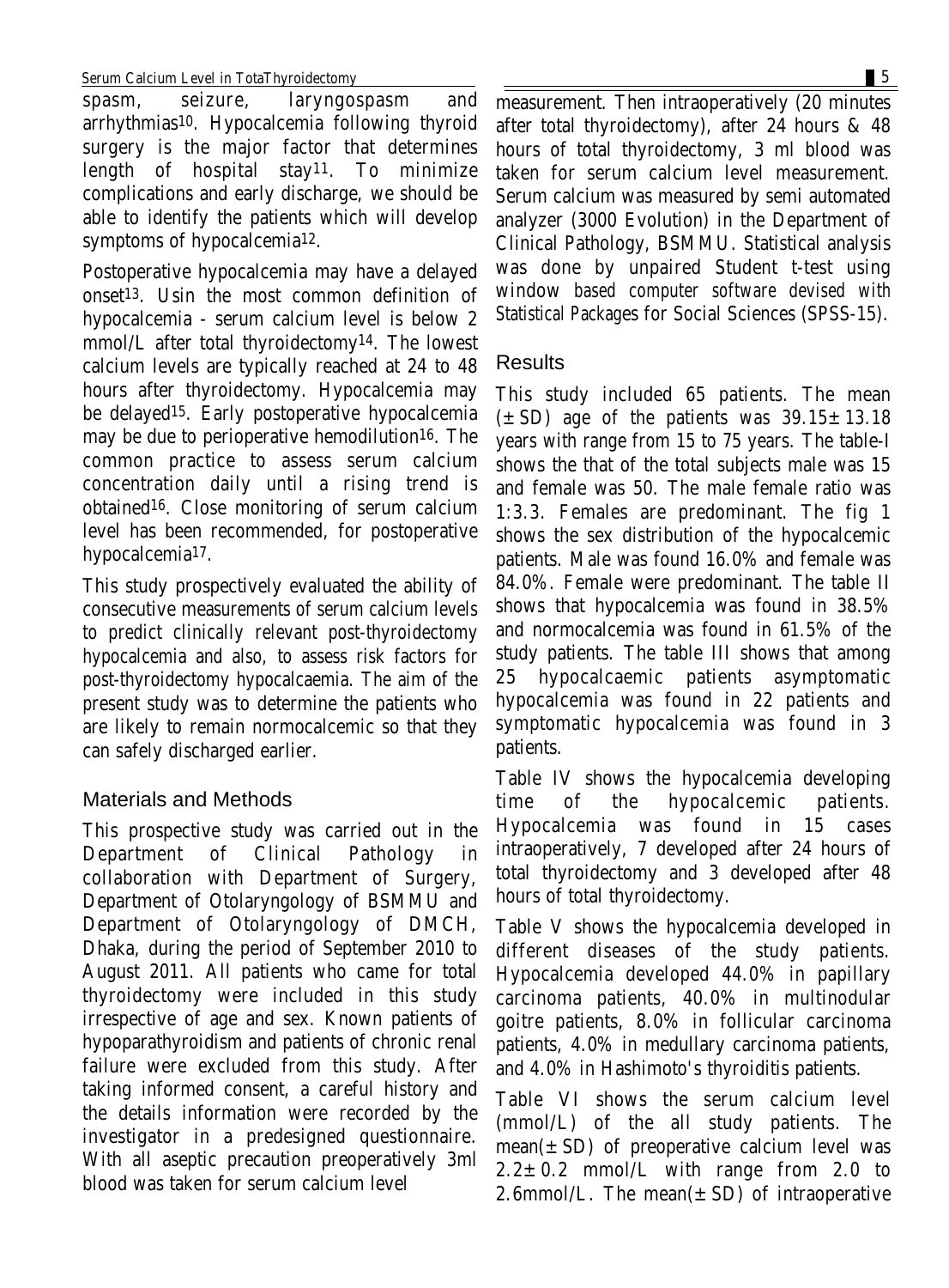spasm, seizure, laryngospasm and arrhythmias[10]. Hypocalcemia following thyroid surgery is the major factor that determines length of hospital stay[11]. To minimize complications and early discharge, we should be able to identify the patients which will develop symptoms of hypocalcemia[12].

Postoperative hypocalcemia may have a delayed onset[13]. Usin the most common definition of hypocalcemia - serum calcium level is below 2 mmol/L after total thyroidectomy[14]. The lowest calcium levels are typically reached at 24 to 48 hours after thyroidectomy. Hypocalcemia may be delayed[15]. Early postoperative hypocalcemia may be due to perioperative hemodilution[16]. The common practice to assess serum calcium concentration daily until a rising trend is obtained[16]. Close monitoring of serum calcium level has been recommended, for postoperative hypocalcemia[17].

This study prospectively evaluated the ability of consecutive measurements of serum calcium levels to predict clinically relevant post-thyroidectomy hypocalcemia and also, to assess risk factors for post-thyroidectomy hypocalcaemia. The aim of the present study was to determine the patients who are likely to remain normocalcemic so that they can safely discharged earlier.

## Materials and Methods

This prospective study was carried out in the Department of Clinical Pathology in collaboration with Department of Surgery, Department of Otolaryngology of BSMMU and Department of Otolaryngology of DMCH, Dhaka, during the period of September 2010 to August 2011. All patients who came for total thyroidectomy were included in this study irrespective of age and sex. Known patients of hypoparathyroidism and patients of chronic renal failure were excluded from this study. After taking informed consent, a careful history and the details information were recorded by the investigator in a predesigned questionnaire. With all aseptic precaution preoperatively 3ml blood was taken for serum calcium level measurement. Then intraoperatively (20 minutes after total thyroidectomy), after 24 hours & 48 hours of total thyroidectomy, 3 ml blood was taken for serum calcium level measurement. Serum calcium was measured by semi automated analyzer (3000 Evolution) in the Department of Clinical Pathology, BSMMU. Statistical analysis was done by unpaired Student t-test using window based computer software devised with Statistical Packages for Social Sciences (SPSS-15).

## Results

This study included 65 patients. The mean ($\pm$SD) age of the patients was $39.15\pm13.18$ years with range from 15 to 75 years. The table-I shows the that of the total subjects male was 15 and female was 50. The male female ratio was 1:3.3. Females are predominant. The fig 1 shows the sex distribution of the hypocalcemic patients. Male was found 16.0% and female was 84.0%. Female were predominant. The table II shows that hypocalcemia was found in 38.5% and normocalcemia was found in 61.5% of the study patients. The table III shows that among 25 hypocalcaemic patients asymptomatic hypocalcemia was found in 22 patients and symptomatic hypocalcemia was found in 3 patients.

Table IV shows the hypocalcemia developing time of the hypocalcemic patients. Hypocalcemia was found in 15 cases intraoperatively, 7 developed after 24 hours of total thyroidectomy and 3 developed after 48 hours of total thyroidectomy.

Table V shows the hypocalcemia developed in different diseases of the study patients. Hypocalcemia developed 44.0% in papillary carcinoma patients, 40.0% in multinodular goitre patients, 8.0% in follicular carcinoma patients, 4.0% in medullary carcinoma patients, and 4.0% in Hashimoto's thyroiditis patients.

Table VI shows the serum calcium level (mmol/L) of the all study patients. The mean($\pm$SD) of preoperative calcium level was $2.2\pm0.2$ mmol/L with range from 2.0 to 2.6mmol/L. The mean($\pm$SD) of intraoperative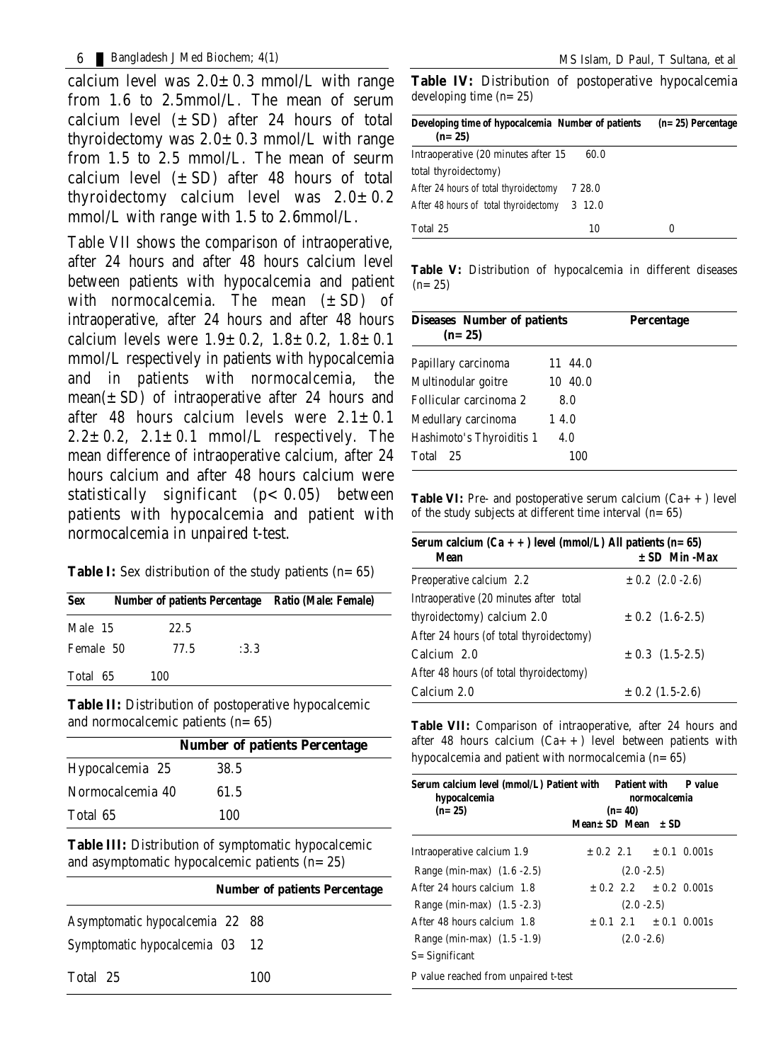calcium level was 2.0± 0.3 mmol/L with range from 1.6 to 2.5mmol/L. The mean of serum calcium level (± SD) after 24 hours of total thyroidectomy was 2.0± 0.3 mmol/L with range from 1.5 to 2.5 mmol/L. The mean of seurm calcium level (± SD) after 48 hours of total thyroidectomy calcium level was 2.0± 0.2 mmol/L with range with 1.5 to 2.6mmol/L.

Table VII shows the comparison of intraoperative, after 24 hours and after 48 hours calcium level between patients with hypocalcemia and patient with normocalcemia. The mean (± SD) of intraoperative, after 24 hours and after 48 hours calcium levels were 1.9± 0.2, 1.8± 0.2, 1.8± 0.1 mmol/L respectively in patients with hypocalcemia and in patients with normocalcemia, the mean(± SD) of intraoperative after 24 hours and after 48 hours calcium levels were 2.1± 0.1 2.2± 0.2, 2.1± 0.1 mmol/L respectively. The mean difference of intraoperative calcium, after 24 hours calcium and after 48 hours calcium were statistically significant ($p< 0.05$) between patients with hypocalcemia and patient with normocalcemia in unpaired t-test.

**Table I:** Sex distribution of the study patients (n= 65)

| Sex | Number of patients | Percentage | Ratio (Male: Female) |
|---|---|---|---|
| Male | 15 | 22.5 | |
| Female | 50 | 77.5 | :3.3 |
| Total | 65 | 100 | |

**Table II:** Distribution of postoperative hypocalcemic and normocalcemic patients (n= 65)

| | Number of patients | Percentage |
|---|---|---|
| Hypocalcemia | 25 | 38.5 |
| Normocalcemia | 40 | 61.5 |
| Total | 65 | 100 |

**Table III:** Distribution of symptomatic hypocalcemic and asymptomatic hypocalcemic patients (n= 25)

| | Number of patients | Percentage |
|---|---|---|
| Asymptomatic hypocalcemia | 22 | 88 |
| Symptomatic hypocalcemia | 03 | 12 |
| Total | 25 | 100 |

**Table IV:** Distribution of postoperative hypocalcemia developing time (n= 25)

| Developing time of hypocalcemia | Number of patients (n= 25) | Percentage |
|---|---|---|
| Intraoperative (20 minutes after total thyroidectomy) | 15 | 60.0 |
| After 24 hours of total thyroidectomy | 7 | 28.0 |
| After 48 hours of total thyroidectomy | 3 | 12.0 |
| Total | 25 | 100 |

**Table V:** Distribution of hypocalcemia in different diseases (n= 25)

| Diseases | Number of patients (n= 25) | Percentage |
|---|---|---|
| Papillary carcinoma | 11 | 44.0 |
| Multinodular goitre | 10 | 40.0 |
| Follicular carcinoma | 2 | 8.0 |
| Medullary carcinoma | 1 | 4.0 |
| Hashimoto's Thyroiditis | 1 | 4.0 |
| Total | 25 | 100 |

**Table VI:** Pre- and postoperative serum calcium (Ca+ + ) level of the study subjects at different time interval (n= 65)

| Serum calcium (Ca + + ) level (mmol/L) | All patients (n= 65) Mean | ± SD | Min -Max |
|---|---|---|---|
| Preoperative calcium | 2.2 | ± 0.2 | (2.0 -2.6) |
| Intraoperative (20 minutes after total thyroidectomy) calcium | 2.0 | ± 0.2 | (1.6-2.5) |
| After 24 hours (of total thyroidectomy) Calcium | 2.0 | ± 0.3 | (1.5-2.5) |
| After 48 hours (of total thyroidectomy) Calcium | 2.0 | ± 0.2 | (1.5-2.6) |

**Table VII:** Comparison of intraoperative, after 24 hours and after 48 hours calcium (Ca+ + ) level between patients with hypocalcemia and patient with normocalcemia (n= 65)

| Serum calcium level (mmol/L) | Patient with hypocalcemia (n= 25) Mean± SD | | Patient with normocalcemia (n= 40) Mean ± SD | | P value |
|---|---|---|---|---|---|
| Intraoperative calcium | 1.9 | ± 0.2 | 2.1 | ± 0.1 | 0.001s |
| Range (min-max) | (1.6 -2.5) | | (2.0 -2.5) | | |
| After 24 hours calcium | 1.8 | ± 0.2 | 2.2 | ± 0.2 | 0.001s |
| Range (min-max) | (1.5 -2.3) | | (2.0 -2.5) | | |
| After 48 hours calcium | 1.8 | ± 0.1 | 2.1 | ± 0.1 | 0.001s |
| Range (min-max) | (1.5 -1.9) | | (2.0 -2.6) | | |

S= Significant

P value reached from unpaired t-test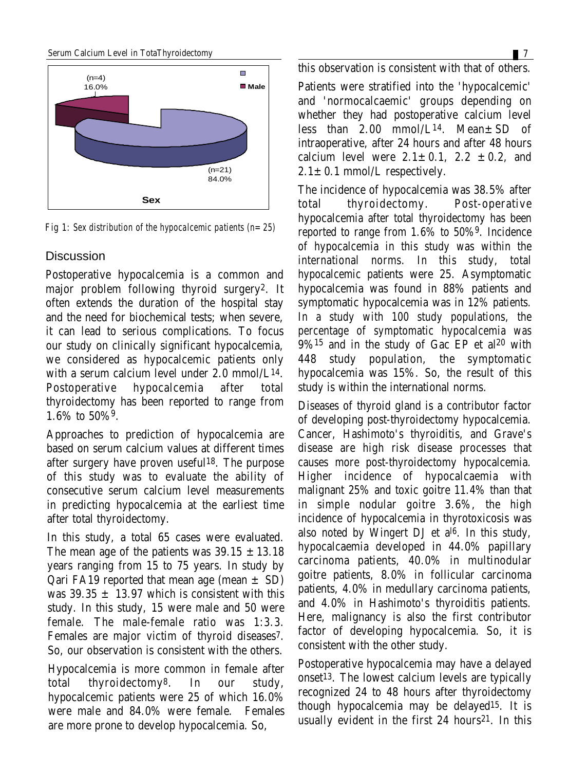Fig 1: Sex distribution of the hypocalcemic patients (n=25)

## Discussion

Postoperative hypocalcemia is a common and major problem following thyroid surgery[2]. It often extends the duration of the hospital stay and the need for biochemical tests; when severe, it can lead to serious complications. To focus our study on clinically significant hypocalcemia, we considered as hypocalcemic patients only with a serum calcium level under 2.0 mmol/L[14]. Postoperative hypocalcemia after total thyroidectomy has been reported to range from 1.6% to 50%[9].

Approaches to prediction of hypocalcemia are based on serum calcium values at different times after surgery have proven useful[18]. The purpose of this study was to evaluate the ability of consecutive serum calcium level measurements in predicting hypocalcemia at the earliest time after total thyroidectomy.

In this study, a total 65 cases were evaluated. The mean age of the patients was 39.15 ± 13.18 years ranging from 15 to 75 years. In study by Qari FA[19] reported that mean age (mean ± SD) was 39.35 ± 13.97 which is consistent with this study. In this study, 15 were male and 50 were female. The male-female ratio was 1:3.3. Females are major victim of thyroid diseases[7]. So, our observation is consistent with the others.

Hypocalcemia is more common in female after total thyroidectomy[8]. In our study, hypocalcemic patients were 25 of which 16.0% were male and 84.0% were female. Females are more prone to develop hypocalcemia. So, this observation is consistent with that of others.

Patients were stratified into the 'hypocalcemic' and 'normocalcaemic' groups depending on whether they had postoperative calcium level less than 2.00 mmol/L[14]. Mean±SD of intraoperative, after 24 hours and after 48 hours calcium level were 2.1±0.1, 2.2 ±0.2, and 2.1±0.1 mmol/L respectively.

The incidence of hypocalcemia was 38.5% after total thyroidectomy. Post-operative hypocalcemia after total thyroidectomy has been reported to range from 1.6% to 50%[9]. Incidence of hypocalcemia in this study was within the international norms. In this study, total hypocalcemic patients were 25. Asymptomatic hypocalcemia was found in 88% patients and symptomatic hypocalcemia was in 12% patients. In a study with 100 study populations, the percentage of symptomatic hypocalcemia was 9%[15] and in the study of Gac EP et al[20] with 448 study population, the symptomatic hypocalcemia was 15%. So, the result of this study is within the international norms.

Diseases of thyroid gland is a contributor factor of developing post-thyroidectomy hypocalcemia. Cancer, Hashimoto's thyroiditis, and Grave's disease are high risk disease processes that causes more post-thyroidectomy hypocalcemia. Higher incidence of hypocalcaemia with malignant 25% and toxic goitre 11.4% than that in simple nodular goitre 3.6%, the high incidence of hypocalcemia in thyrotoxicosis was also noted by Wingert DJ et al[6]. In this study, hypocalcaemia developed in 44.0% papillary carcinoma patients, 40.0% in multinodular goitre patients, 8.0% in follicular carcinoma patients, 4.0% in medullary carcinoma patients, and 4.0% in Hashimoto's thyroiditis patients. Here, malignancy is also the first contributor factor of developing hypocalcemia. So, it is consistent with the other study.

Postoperative hypocalcemia may have a delayed onset[13]. The lowest calcium levels are typically recognized 24 to 48 hours after thyroidectomy though hypocalcemia may be delayed[15]. It is usually evident in the first 24 hours[21]. In this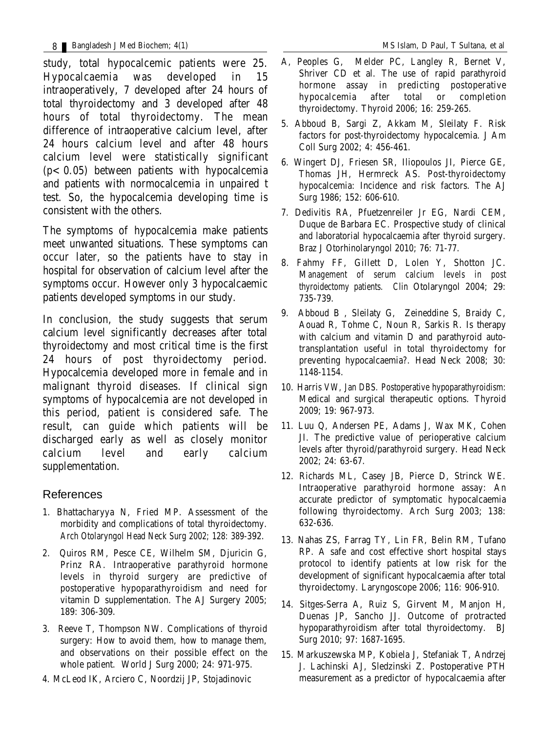study, total hypocalcemic patients were 25. Hypocalcaemia was developed in 15 intraoperatively, 7 developed after 24 hours of total thyroidectomy and 3 developed after 48 hours of total thyroidectomy. The mean difference of intraoperative calcium level, after 24 hours calcium level and after 48 hours calcium level were statistically significant ($p < 0.05$) between patients with hypocalcemia and patients with normocalcemia in unpaired t test. So, the hypocalcemia developing time is consistent with the others.

The symptoms of hypocalcemia make patients meet unwanted situations. These symptoms can occur later, so the patients have to stay in hospital for observation of calcium level after the symptoms occur. However only 3 hypocalcaemic patients developed symptoms in our study.

In conclusion, the study suggests that serum calcium level significantly decreases after total thyroidectomy and most critical time is the first 24 hours of post thyroidectomy period. Hypocalcemia developed more in female and in malignant thyroid diseases. If clinical sign symptoms of hypocalcemia are not developed in this period, patient is considered safe. The result, can guide which patients will be discharged early as well as closely monitor calcium level and early calcium supplementation.

## References

1. Bhattacharyya N, Fried MP. Assessment of the morbidity and complications of total thyroidectomy. Arch Otolaryngol Head Neck Surg 2002; 128: 389-392.
2. Quiros RM, Pesce CE, Wilhelm SM, Djuricin G, Prinz RA. Intraoperative parathyroid hormone levels in thyroid surgery are predictive of postoperative hypoparathyroidism and need for vitamin D supplementation. The AJ Surgery 2005; 189: 306-309.
3. Reeve T, Thompson NW. Complications of thyroid surgery: How to avoid them, how to manage them, and observations on their possible effect on the whole patient. World J Surg 2000; 24: 971-975.
4. McLeod IK, Arciero C, Noordzij JP, Stojadinovic A, Peoples G, Melder PC, Langley R, Bernet V, Shriver CD et al. The use of rapid parathyroid hormone assay in predicting postoperative hypocalcemia after total or completion thyroidectomy. Thyroid 2006; 16: 259-265.
5. Abboud B, Sargi Z, Akkam M, Sleilaty F. Risk factors for post-thyroidectomy hypocalcemia. J Am Coll Surg 2002; 4: 456-461.
6. Wingert DJ, Friesen SR, Iliopoulos JI, Pierce GE, Thomas JH, Hermreck AS. Post-thyroidectomy hypocalcemia: Incidence and risk factors. The AJ Surg 1986; 152: 606-610.
7. Dedivitis RA, Pfuetzenreiler Jr EG, Nardi CEM, Duque de Barbara EC. Prospective study of clinical and laboratorial hypocalcaemia after thyroid surgery. Braz J Otorhinolaryngol 2010; 76: 71-77.
8. Fahmy FF, Gillett D, Lolen Y, Shotton JC. Management of serum calcium levels in post thyroidectomy patients. Clin Otolaryngol 2004; 29: 735-739.
9. Abboud B , Sleilaty G, Zeineddine S, Braidy C, Aouad R, Tohme C, Noun R, Sarkis R. Is therapy with calcium and vitamin D and parathyroid auto-transplantation useful in total thyroidectomy for preventing hypocalcaemia?. Head Neck 2008; 30: 1148-1154.
10. Harris VW, Jan DBS. Postoperative hypoparathyroidism: Medical and surgical therapeutic options. Thyroid 2009; 19: 967-973.
11. Luu Q, Andersen PE, Adams J, Wax MK, Cohen JI. The predictive value of perioperative calcium levels after thyroid/parathyroid surgery. Head Neck 2002; 24: 63-67.
12. Richards ML, Casey JB, Pierce D, Strinck WE. Intraoperative parathyroid hormone assay: An accurate predictor of symptomatic hypocalcaemia following thyroidectomy. Arch Surg 2003; 138: 632-636.
13. Nahas ZS, Farrag TY, Lin FR, Belin RM, Tufano RP. A safe and cost effective short hospital stays protocol to identify patients at low risk for the development of significant hypocalcaemia after total thyroidectomy. Laryngoscope 2006; 116: 906-910.
14. Sitges-Serra A, Ruiz S, Girvent M, Manjon H, Duenas JP, Sancho JJ. Outcome of protracted hypoparathyroidism after total thyroidectomy. BJ Surg 2010; 97: 1687-1695.
15. Markuszewska MP, Kobiela J, Stefaniak T, Andrzej J. Lachinski AJ, Sledzinski Z. Postoperative PTH measurement as a predictor of hypocalcaemia after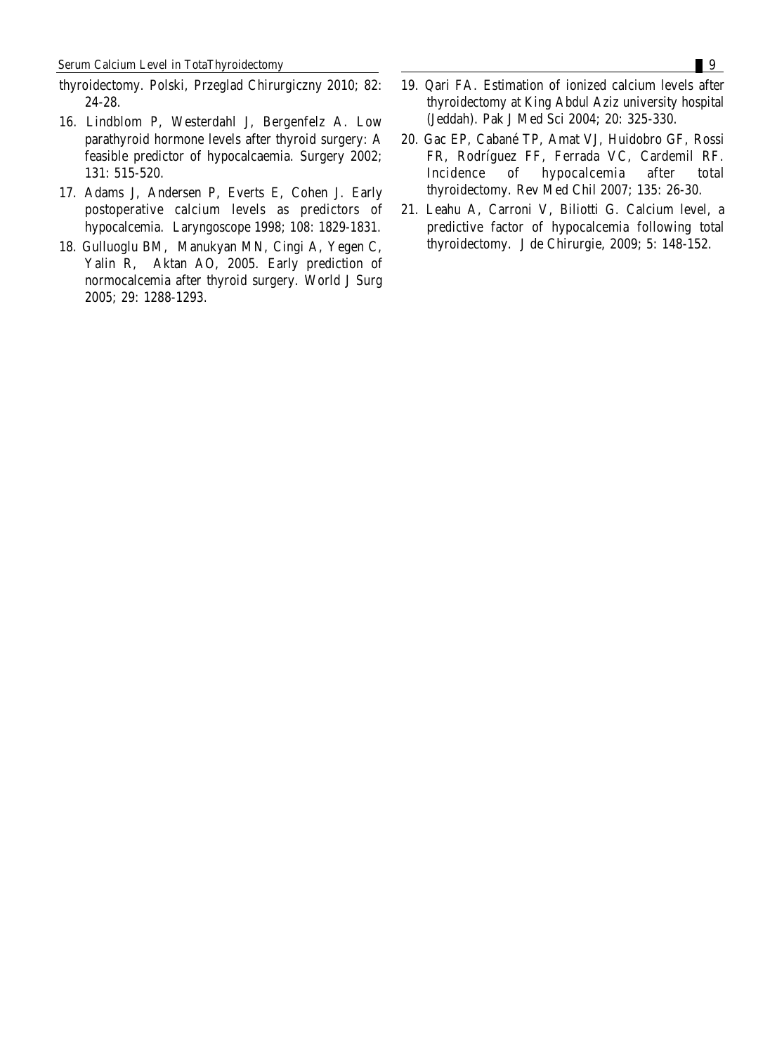thyroidectomy. Polski, Przeglad Chirurgiczny 2010; 82: 24-28.

16. Lindblom P, Westerdahl J, Bergenfelz A. Low parathyroid hormone levels after thyroid surgery: A feasible predictor of hypocalcaemia. Surgery 2002; 131: 515-520.
17. Adams J, Andersen P, Everts E, Cohen J. Early postoperative calcium levels as predictors of hypocalcemia. Laryngoscope 1998; 108: 1829-1831.
18. Gulluoglu BM, Manukyan MN, Cingi A, Yegen C, Yalin R, Aktan AO, 2005. Early prediction of normocalcemia after thyroid surgery. World J Surg 2005; 29: 1288-1293.
19. Qari FA. Estimation of ionized calcium levels after thyroidectomy at King Abdul Aziz university hospital (Jeddah). Pak J Med Sci 2004; 20: 325-330.
20. Gac EP, Cabané TP, Amat VJ, Huidobro GF, Rossi FR, Rodríguez FF, Ferrada VC, Cardemil RF. Incidence of hypocalcemia after total thyroidectomy. Rev Med Chil 2007; 135: 26-30.
21. Leahu A, Carroni V, Biliotti G. Calcium level, a predictive factor of hypocalcemia following total thyroidectomy. J de Chirurgie, 2009; 5: 148-152.